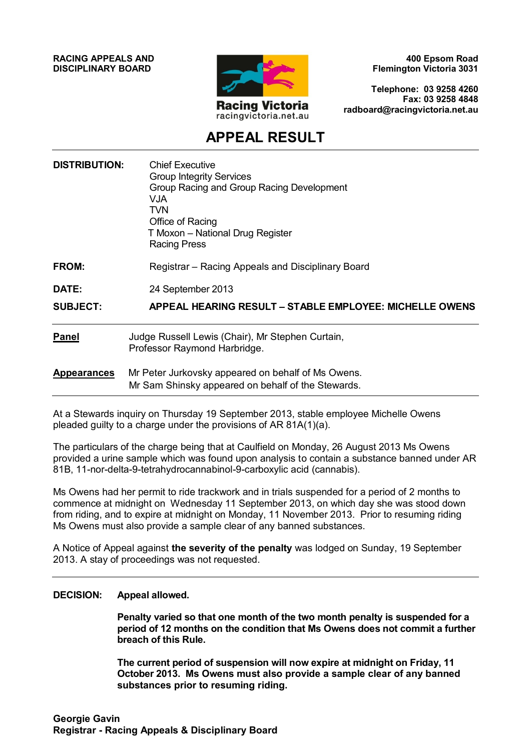**RACING APPEALS AND DISCIPLINARY BOARD**

Racing Victoria
racingvictoria.net.au

**400 Epsom Road**
**Flemington Victoria 3031**

**Telephone: 03 9258 4260**
**Fax: 03 9258 4848**
**radboard@racingvictoria.net.au**

# APPEAL RESULT

**DISTRIBUTION:** Chief Executive
Group Integrity Services
Group Racing and Group Racing Development
VJA
TVN
Office of Racing
T Moxon – National Drug Register
Racing Press

**FROM:** Registrar – Racing Appeals and Disciplinary Board

**DATE:** 24 September 2013

**SUBJECT:** **APPEAL HEARING RESULT – STABLE EMPLOYEE: MICHELLE OWENS**

---

**Panel** Judge Russell Lewis (Chair), Mr Stephen Curtain, Professor Raymond Harbridge.

**Appearances** Mr Peter Jurkovsky appeared on behalf of Ms Owens.
Mr Sam Shinsky appeared on behalf of the Stewards.

---

At a Stewards inquiry on Thursday 19 September 2013, stable employee Michelle Owens pleaded guilty to a charge under the provisions of AR 81A(1)(a).

The particulars of the charge being that at Caulfield on Monday, 26 August 2013 Ms Owens provided a urine sample which was found upon analysis to contain a substance banned under AR 81B, 11-nor-delta-9-tetrahydrocannabinol-9-carboxylic acid (cannabis).

Ms Owens had her permit to ride trackwork and in trials suspended for a period of 2 months to commence at midnight on Wednesday 11 September 2013, on which day she was stood down from riding, and to expire at midnight on Monday, 11 November 2013. Prior to resuming riding Ms Owens must also provide a sample clear of any banned substances.

A Notice of Appeal against **the severity of the penalty** was lodged on Sunday, 19 September 2013. A stay of proceedings was not requested.

---

**DECISION:** **Appeal allowed.**

**Penalty varied so that one month of the two month penalty is suspended for a period of 12 months on the condition that Ms Owens does not commit a further breach of this Rule.**

**The current period of suspension will now expire at midnight on Friday, 11 October 2013. Ms Owens must also provide a sample clear of any banned substances prior to resuming riding.**

**Georgie Gavin**
**Registrar - Racing Appeals & Disciplinary Board**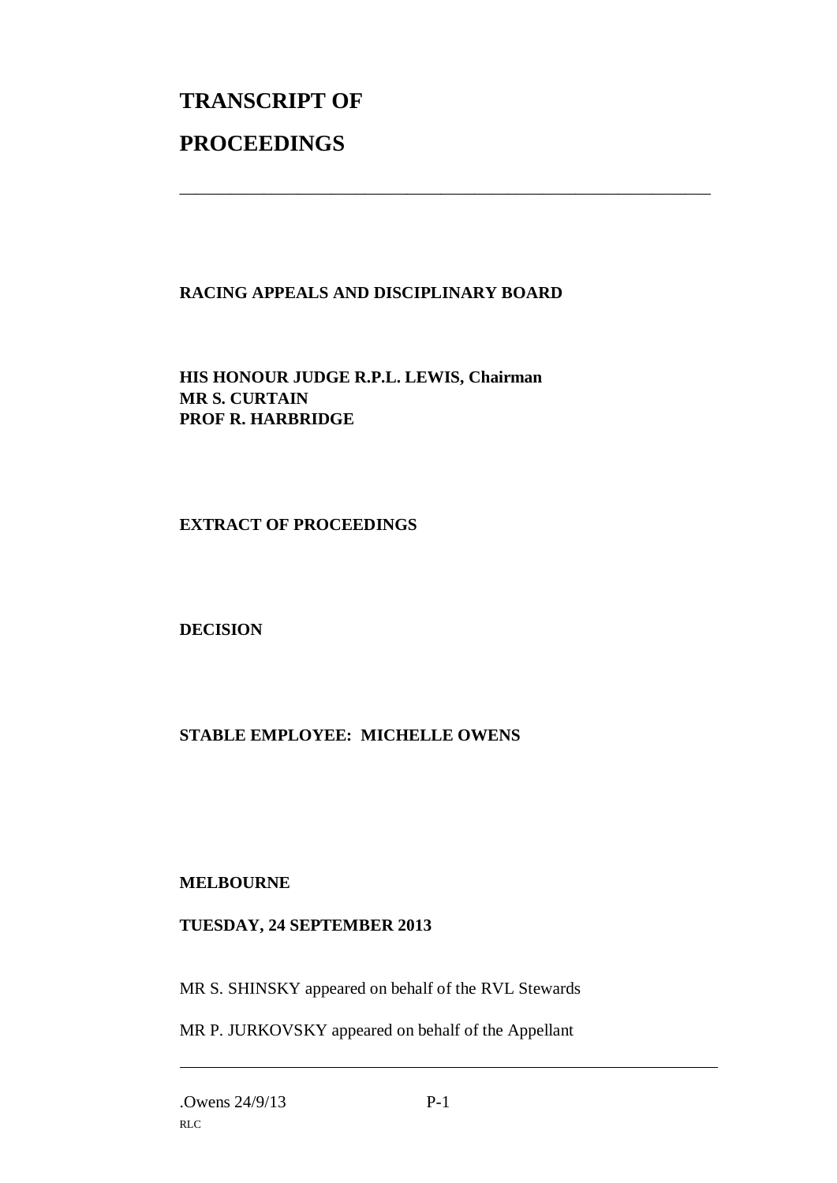# TRANSCRIPT OF

# PROCEEDINGS

---

**RACING APPEALS AND DISCIPLINARY BOARD**

**HIS HONOUR JUDGE R.P.L. LEWIS, Chairman**
**MR S. CURTAIN**
**PROF R. HARBRIDGE**

**EXTRACT OF PROCEEDINGS**

**DECISION**

**STABLE EMPLOYEE: MICHELLE OWENS**

**MELBOURNE**

**TUESDAY, 24 SEPTEMBER 2013**

MR S. SHINSKY appeared on behalf of the RVL Stewards

MR P. JURKOVSKY appeared on behalf of the Appellant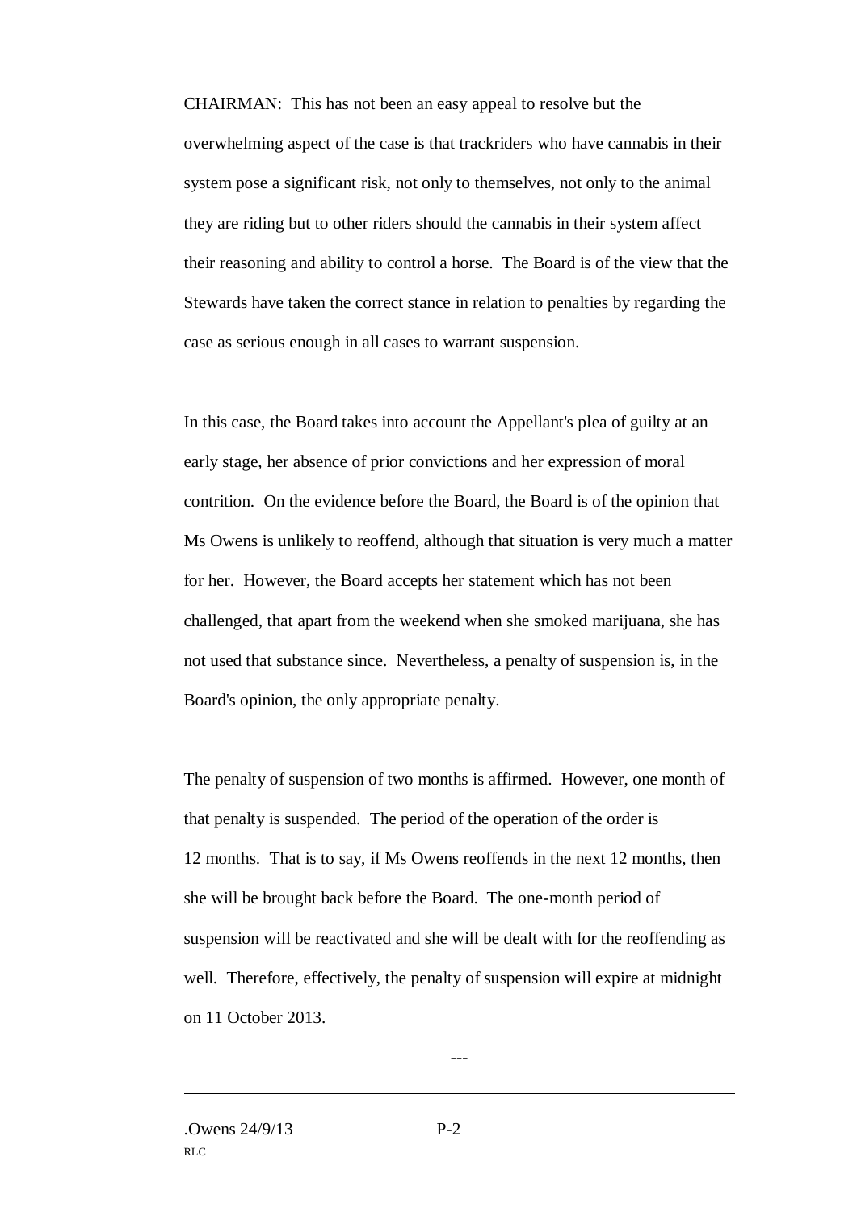CHAIRMAN: This has not been an easy appeal to resolve but the overwhelming aspect of the case is that trackriders who have cannabis in their system pose a significant risk, not only to themselves, not only to the animal they are riding but to other riders should the cannabis in their system affect their reasoning and ability to control a horse. The Board is of the view that the Stewards have taken the correct stance in relation to penalties by regarding the case as serious enough in all cases to warrant suspension.

In this case, the Board takes into account the Appellant's plea of guilty at an early stage, her absence of prior convictions and her expression of moral contrition. On the evidence before the Board, the Board is of the opinion that Ms Owens is unlikely to reoffend, although that situation is very much a matter for her. However, the Board accepts her statement which has not been challenged, that apart from the weekend when she smoked marijuana, she has not used that substance since. Nevertheless, a penalty of suspension is, in the Board's opinion, the only appropriate penalty.

The penalty of suspension of two months is affirmed. However, one month of that penalty is suspended. The period of the operation of the order is 12 months. That is to say, if Ms Owens reoffends in the next 12 months, then she will be brought back before the Board. The one-month period of suspension will be reactivated and she will be dealt with for the reoffending as well. Therefore, effectively, the penalty of suspension will expire at midnight on 11 October 2013.

---